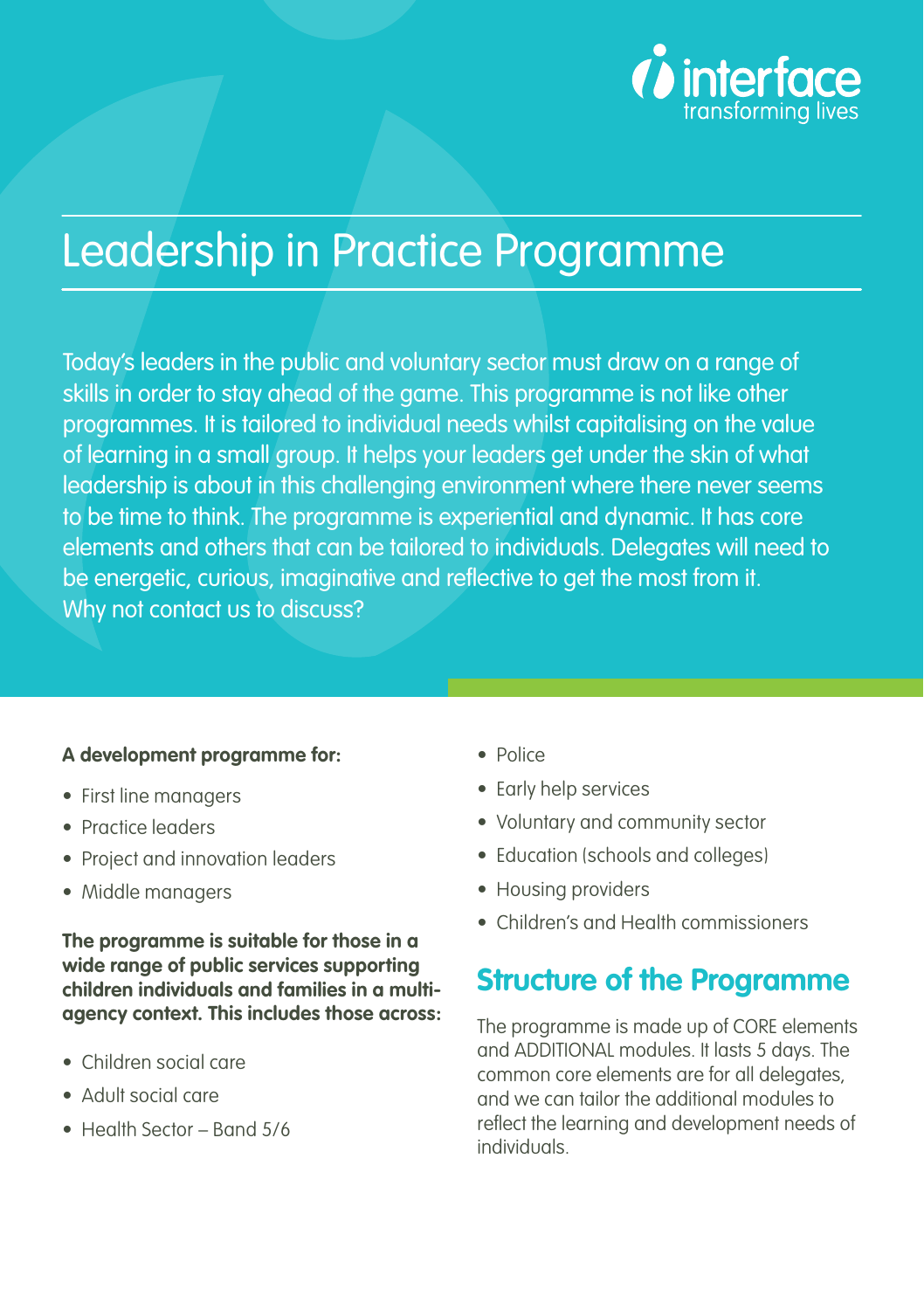interface
transforming lives

# Leadership in Practice Programme

Today's leaders in the public and voluntary sector must draw on a range of skills in order to stay ahead of the game. This programme is not like other programmes. It is tailored to individual needs whilst capitalising on the value of learning in a small group. It helps your leaders get under the skin of what leadership is about in this challenging environment where there never seems to be time to think. The programme is experiential and dynamic. It has core elements and others that can be tailored to individuals. Delegates will need to be energetic, curious, imaginative and reflective to get the most from it. Why not contact us to discuss?

**A development programme for:**

- First line managers
- Practice leaders
- Project and innovation leaders
- Middle managers

**The programme is suitable for those in a wide range of public services supporting children individuals and families in a multi-agency context. This includes those across:**

- Children social care
- Adult social care
- Health Sector – Band 5/6
- Police
- Early help services
- Voluntary and community sector
- Education (schools and colleges)
- Housing providers
- Children's and Health commissioners

## Structure of the Programme

The programme is made up of CORE elements and ADDITIONAL modules. It lasts 5 days. The common core elements are for all delegates, and we can tailor the additional modules to reflect the learning and development needs of individuals.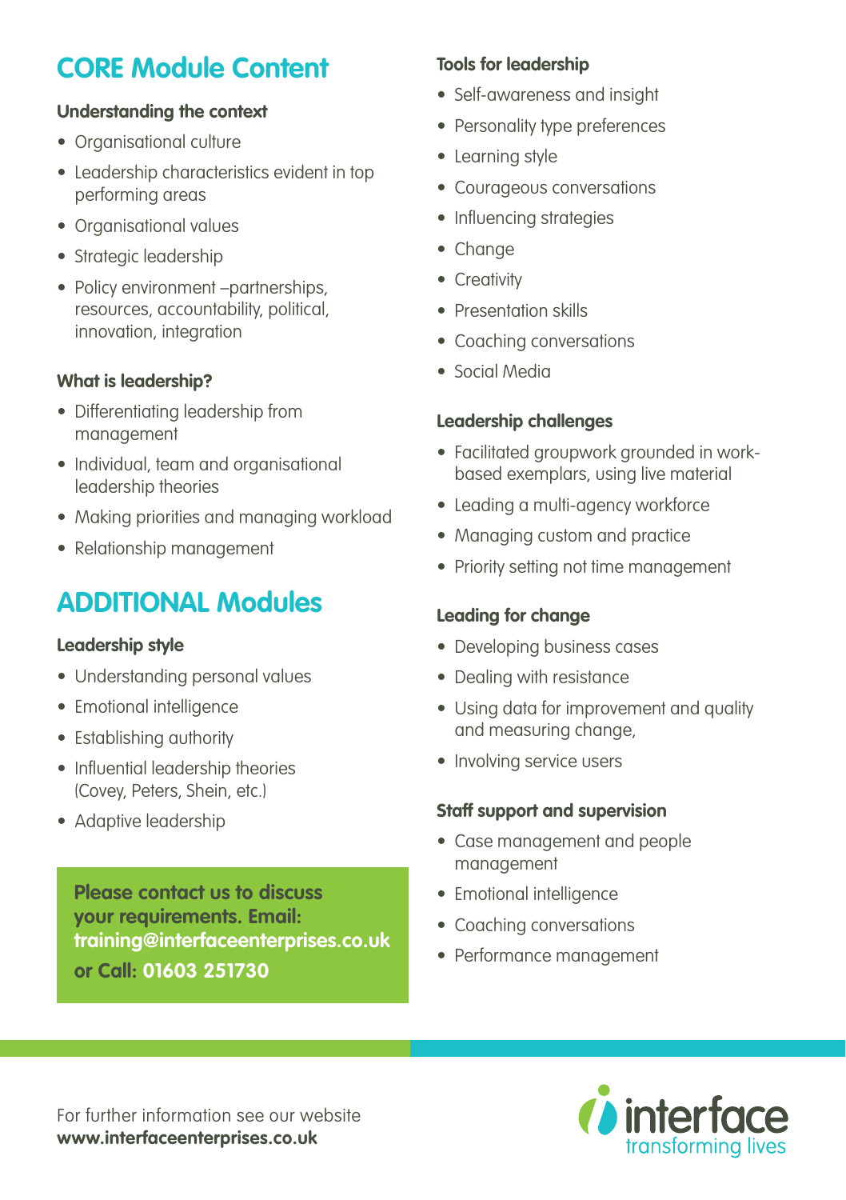## CORE Module Content

### Understanding the context

- Organisational culture
- Leadership characteristics evident in top performing areas
- Organisational values
- Strategic leadership
- Policy environment –partnerships, resources, accountability, political, innovation, integration

### What is leadership?

- Differentiating leadership from management
- Individual, team and organisational leadership theories
- Making priorities and managing workload
- Relationship management

### Tools for leadership

- Self-awareness and insight
- Personality type preferences
- Learning style
- Courageous conversations
- Influencing strategies
- Change
- Creativity
- Presentation skills
- Coaching conversations
- Social Media

### Leadership challenges

- Facilitated groupwork grounded in work-based exemplars, using live material
- Leading a multi-agency workforce
- Managing custom and practice
- Priority setting not time management

## ADDITIONAL Modules

### Leadership style

- Understanding personal values
- Emotional intelligence
- Establishing authority
- Influential leadership theories (Covey, Peters, Shein, etc.)
- Adaptive leadership

### Leading for change

- Developing business cases
- Dealing with resistance
- Using data for improvement and quality and measuring change,
- Involving service users

### Staff support and supervision

- Case management and people management
- Emotional intelligence
- Coaching conversations
- Performance management

**Please contact us to discuss your requirements. Email: training@interfaceenterprises.co.uk**

**or Call: 01603 251730**

For further information see our website
**www.interfaceenterprises.co.uk**

interface
transforming lives